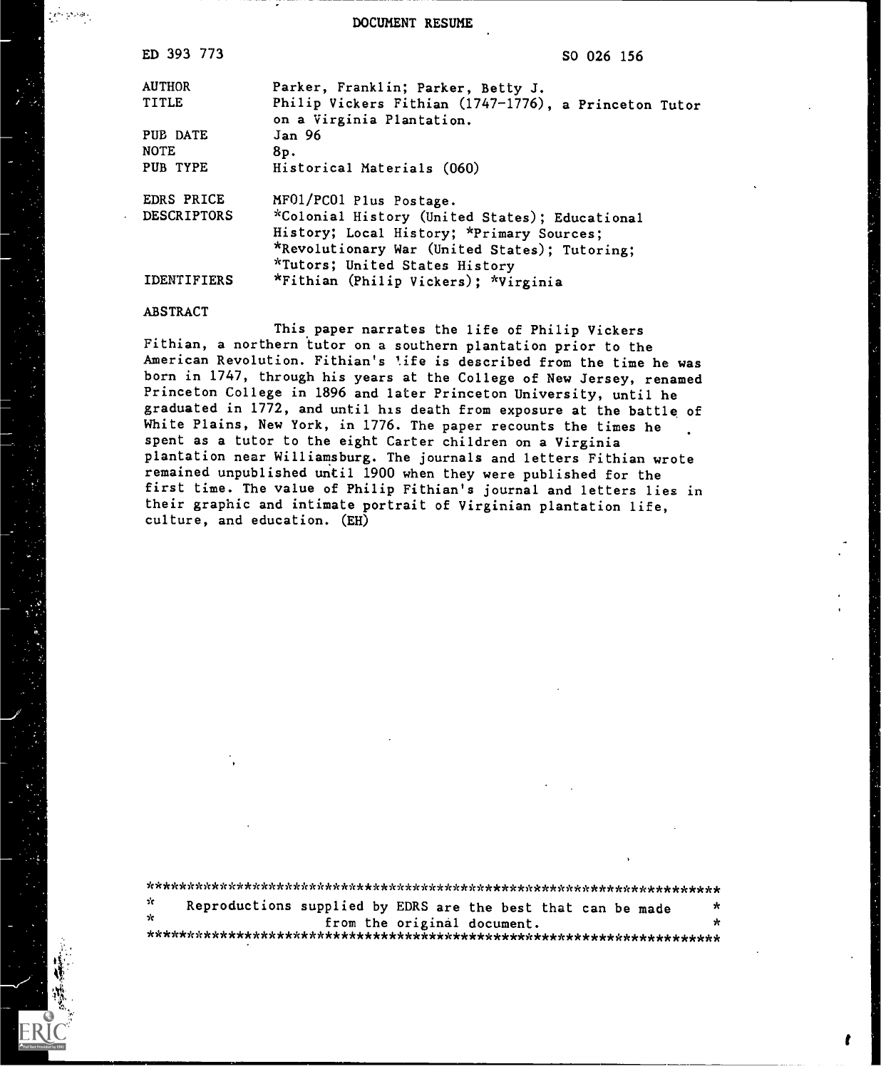# DOCUMENT RESUME

ED 393 773 SO 026 156

| | |
|---|---|
| AUTHOR | Parker, Franklin; Parker, Betty J. |
| TITLE | Philip Vickers Fithian (1747-1776), a Princeton Tutor on a Virginia Plantation. |
| PUB DATE | Jan 96 |
| NOTE | 8p. |
| PUB TYPE | Historical Materials (060) |
| EDRS PRICE | MF01/PC01 Plus Postage. |
| DESCRIPTORS | *Colonial History (United States); Educational History; Local History; *Primary Sources; *Revolutionary War (United States); Tutoring; *Tutors; United States History |
| IDENTIFIERS | *Fithian (Philip Vickers); *Virginia |

## ABSTRACT

This paper narrates the life of Philip Vickers Fithian, a northern tutor on a southern plantation prior to the American Revolution. Fithian's life is described from the time he was born in 1747, through his years at the College of New Jersey, renamed Princeton College in 1896 and later Princeton University, until he graduated in 1772, and until his death from exposure at the battle of White Plains, New York, in 1776. The paper recounts the times he spent as a tutor to the eight Carter children on a Virginia plantation near Williamsburg. The journals and letters Fithian wrote remained unpublished until 1900 when they were published for the first time. The value of Philip Fithian's journal and letters lies in their graphic and intimate portrait of Virginian plantation life, culture, and education. (EH)

***********************************************************************
* Reproductions supplied by EDRS are the best that can be made *
* from the original document. *
***********************************************************************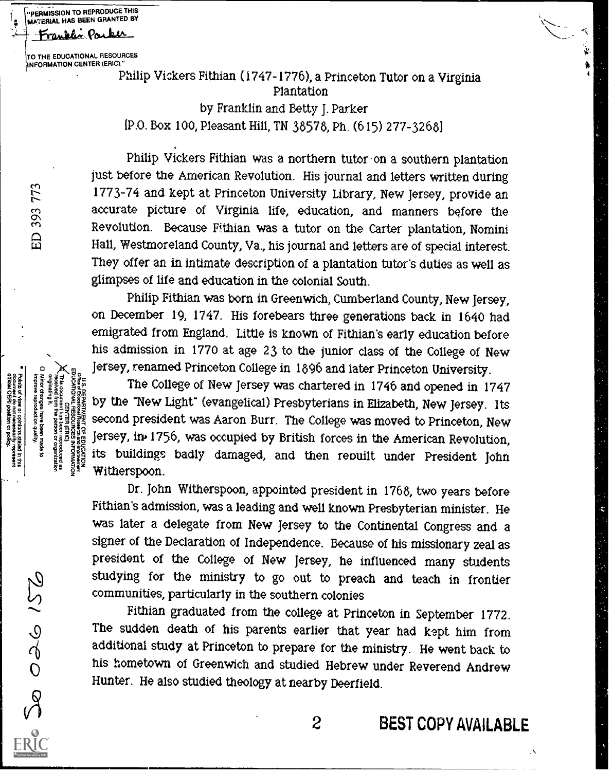"PERMISSION TO REPRODUCE THIS MATERIAL HAS BEEN GRANTED BY Franklin Parker TO THE EDUCATIONAL RESOURCES INFORMATION CENTER (ERIC)."

# Philip Vickers Fithian (1747-1776), a Princeton Tutor on a Virginia Plantation

by Franklin and Betty J. Parker

[P.O. Box 100, Pleasant Hill, TN 38578, Ph. (615) 277-3268]

Philip Vickers Fithian was a northern tutor on a southern plantation just before the American Revolution. His journal and letters written during 1773-74 and kept at Princeton University Library, New Jersey, provide an accurate picture of Virginia life, education, and manners before the Revolution. Because Fithian was a tutor on the Carter plantation, Nomini Hall, Westmoreland County, Va., his journal and letters are of special interest. They offer an in intimate description of a plantation tutor's duties as well as glimpses of life and education in the colonial South.

Philip Fithian was born in Greenwich, Cumberland County, New Jersey, on December 19, 1747. His forebears three generations back in 1640 had emigrated from England. Little is known of Fithian's early education before his admission in 1770 at age 23 to the junior class of the College of New Jersey, renamed Princeton College in 1896 and later Princeton University.

The College of New Jersey was chartered in 1746 and opened in 1747 by the "New Light" (evangelical) Presbyterians in Elizabeth, New Jersey. Its second president was Aaron Burr. The College was moved to Princeton, New Jersey, in 1756, was occupied by British forces in the American Revolution, its buildings badly damaged, and then rebuilt under President John Witherspoon.

Dr. John Witherspoon, appointed president in 1768, two years before Fithian's admission, was a leading and well known Presbyterian minister. He was later a delegate from New Jersey to the Continental Congress and a signer of the Declaration of Independence. Because of his missionary zeal as president of the College of New Jersey, he influenced many students studying for the ministry to go out to preach and teach in frontier communities, particularly in the southern colonies

Fithian graduated from the college at Princeton in September 1772. The sudden death of his parents earlier that year had kept him from additional study at Princeton to prepare for the ministry. He went back to his hometown of Greenwich and studied Hebrew under Reverend Andrew Hunter. He also studied theology at nearby Deerfield.

BEST COPY AVAILABLE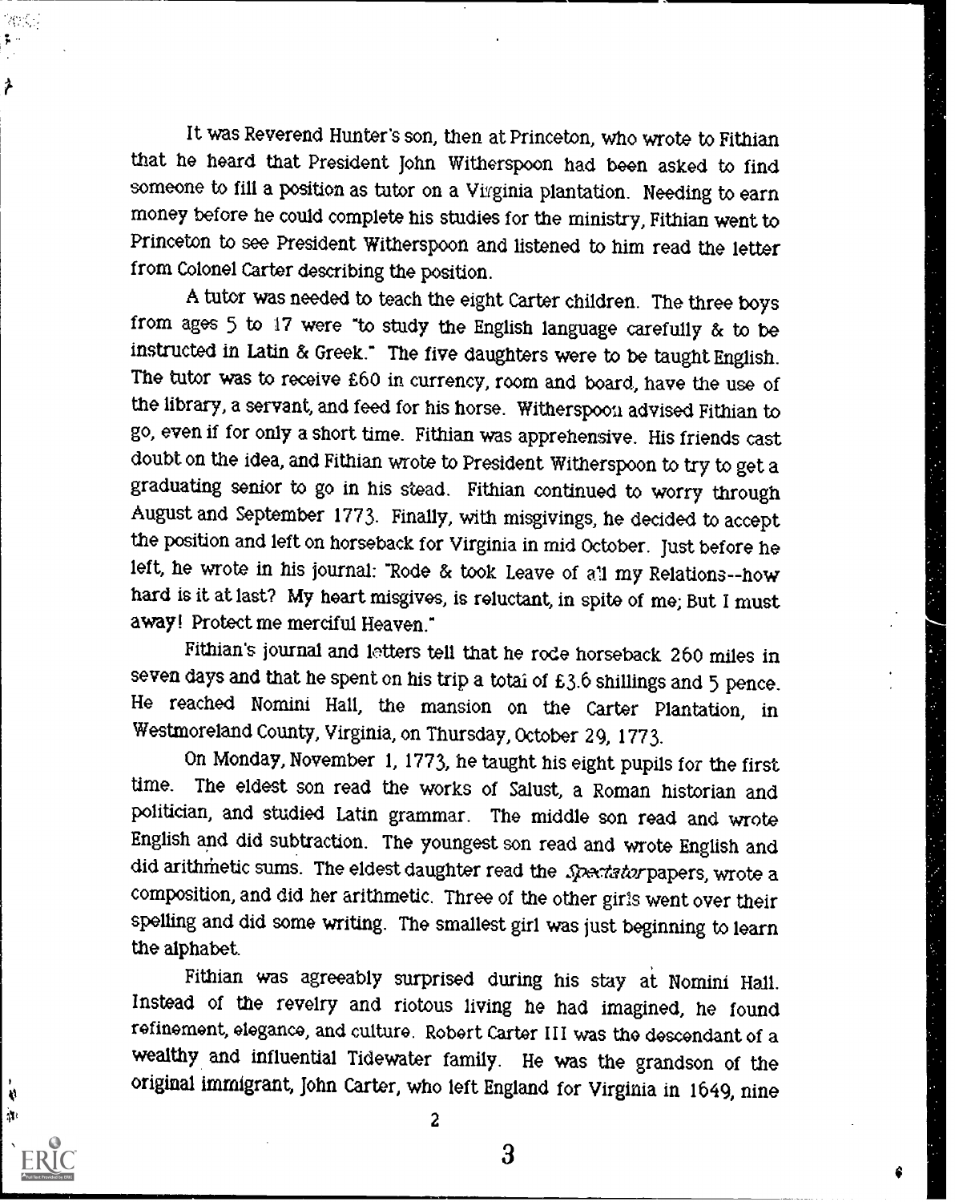It was Reverend Hunter's son, then at Princeton, who wrote to Fithian that he heard that President John Witherspoon had been asked to find someone to fill a position as tutor on a Virginia plantation. Needing to earn money before he could complete his studies for the ministry, Fithian went to Princeton to see President Witherspoon and listened to him read the letter from Colonel Carter describing the position.

A tutor was needed to teach the eight Carter children. The three boys from ages 5 to 17 were "to study the English language carefully & to be instructed in Latin & Greek." The five daughters were to be taught English. The tutor was to receive £60 in currency, room and board, have the use of the library, a servant, and feed for his horse. Witherspoon advised Fithian to go, even if for only a short time. Fithian was apprehensive. His friends cast doubt on the idea, and Fithian wrote to President Witherspoon to try to get a graduating senior to go in his stead. Fithian continued to worry through August and September 1773. Finally, with misgivings, he decided to accept the position and left on horseback for Virginia in mid October. Just before he left, he wrote in his journal: "Rode & took Leave of all my Relations--how hard is it at last? My heart misgives, is reluctant, in spite of me; But I must away! Protect me merciful Heaven."

Fithian's journal and letters tell that he rode horseback 260 miles in seven days and that he spent on his trip a total of £3.6 shillings and 5 pence. He reached Nomini Hall, the mansion on the Carter Plantation, in Westmoreland County, Virginia, on Thursday, October 29, 1773.

On Monday, November 1, 1773, he taught his eight pupils for the first time. The eldest son read the works of Salust, a Roman historian and politician, and studied Latin grammar. The middle son read and wrote English and did subtraction. The youngest son read and wrote English and did arithmetic sums. The eldest daughter read the *Spectator* papers, wrote a composition, and did her arithmetic. Three of the other girls went over their spelling and did some writing. The smallest girl was just beginning to learn the alphabet.

Fithian was agreeably surprised during his stay at Nomini Hall. Instead of the revelry and riotous living he had imagined, he found refinement, elegance, and culture. Robert Carter III was the descendant of a wealthy and influential Tidewater family. He was the grandson of the original immigrant, John Carter, who left England for Virginia in 1649, nine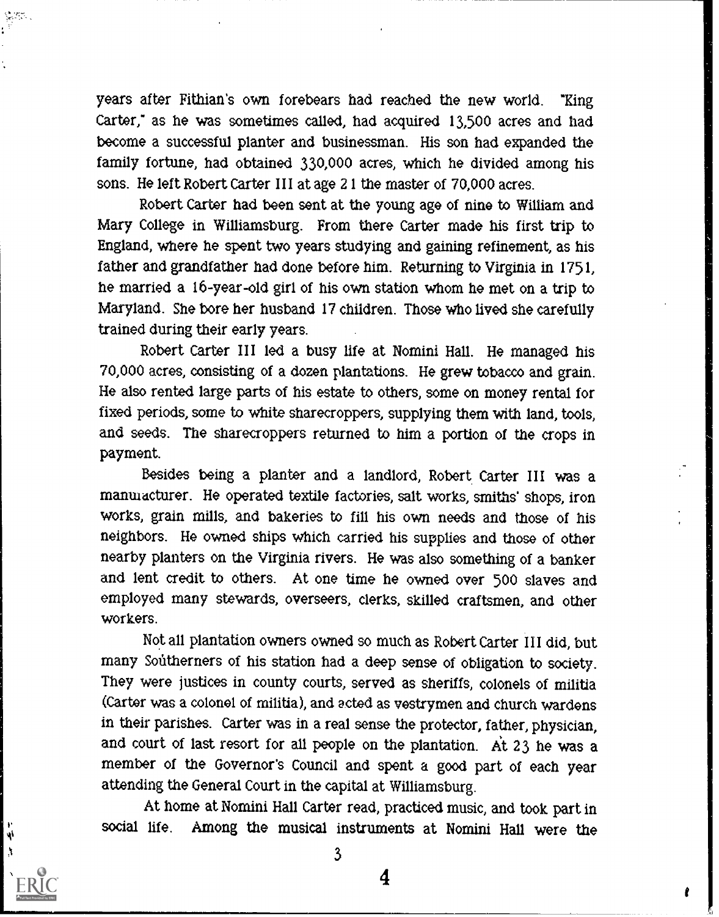years after Fithian's own forebears had reached the new world. "King Carter," as he was sometimes called, had acquired 13,500 acres and had become a successful planter and businessman. His son had expanded the family fortune, had obtained 330,000 acres, which he divided among his sons. He left Robert Carter III at age 21 the master of 70,000 acres.

Robert Carter had been sent at the young age of nine to William and Mary College in Williamsburg. From there Carter made his first trip to England, where he spent two years studying and gaining refinement, as his father and grandfather had done before him. Returning to Virginia in 1751, he married a 16-year-old girl of his own station whom he met on a trip to Maryland. She bore her husband 17 children. Those who lived she carefully trained during their early years.

Robert Carter III led a busy life at Nomini Hall. He managed his 70,000 acres, consisting of a dozen plantations. He grew tobacco and grain. He also rented large parts of his estate to others, some on money rental for fixed periods, some to white sharecroppers, supplying them with land, tools, and seeds. The sharecroppers returned to him a portion of the crops in payment.

Besides being a planter and a landlord, Robert Carter III was a manufacturer. He operated textile factories, salt works, smiths' shops, iron works, grain mills, and bakeries to fill his own needs and those of his neighbors. He owned ships which carried his supplies and those of other nearby planters on the Virginia rivers. He was also something of a banker and lent credit to others. At one time he owned over 500 slaves and employed many stewards, overseers, clerks, skilled craftsmen, and other workers.

Not all plantation owners owned so much as Robert Carter III did, but many Southerners of his station had a deep sense of obligation to society. They were justices in county courts, served as sheriffs, colonels of militia (Carter was a colonel of militia), and acted as vestrymen and church wardens in their parishes. Carter was in a real sense the protector, father, physician, and court of last resort for all people on the plantation. At 23 he was a member of the Governor's Council and spent a good part of each year attending the General Court in the capital at Williamsburg.

At home at Nomini Hall Carter read, practiced music, and took part in social life. Among the musical instruments at Nomini Hall were the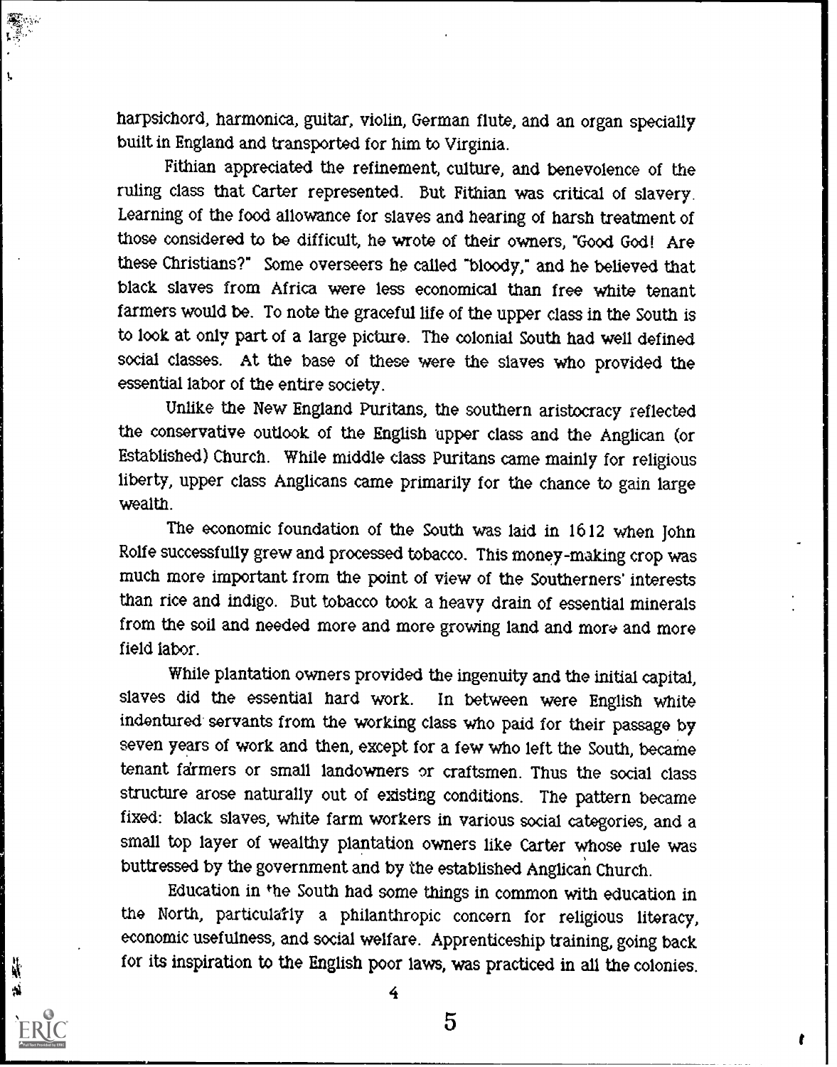harpsichord, harmonica, guitar, violin, German flute, and an organ specially built in England and transported for him to Virginia.

Fithian appreciated the refinement, culture, and benevolence of the ruling class that Carter represented. But Fithian was critical of slavery. Learning of the food allowance for slaves and hearing of harsh treatment of those considered to be difficult, he wrote of their owners, "Good God! Are these Christians?" Some overseers he called "bloody," and he believed that black slaves from Africa were less economical than free white tenant farmers would be. To note the graceful life of the upper class in the South is to look at only part of a large picture. The colonial South had well defined social classes. At the base of these were the slaves who provided the essential labor of the entire society.

Unlike the New England Puritans, the southern aristocracy reflected the conservative outlook of the English upper class and the Anglican (or Established) Church. While middle class Puritans came mainly for religious liberty, upper class Anglicans came primarily for the chance to gain large wealth.

The economic foundation of the South was laid in 1612 when John Rolfe successfully grew and processed tobacco. This money-making crop was much more important from the point of view of the Southerners' interests than rice and indigo. But tobacco took a heavy drain of essential minerals from the soil and needed more and more growing land and more and more field labor.

While plantation owners provided the ingenuity and the initial capital, slaves did the essential hard work. In between were English white indentured servants from the working class who paid for their passage by seven years of work and then, except for a few who left the South, became tenant farmers or small landowners or craftsmen. Thus the social class structure arose naturally out of existing conditions. The pattern became fixed: black slaves, white farm workers in various social categories, and a small top layer of wealthy plantation owners like Carter whose rule was buttressed by the government and by the established Anglican Church.

Education in the South had some things in common with education in the North, particularly a philanthropic concern for religious literacy, economic usefulness, and social welfare. Apprenticeship training, going back for its inspiration to the English poor laws, was practiced in all the colonies.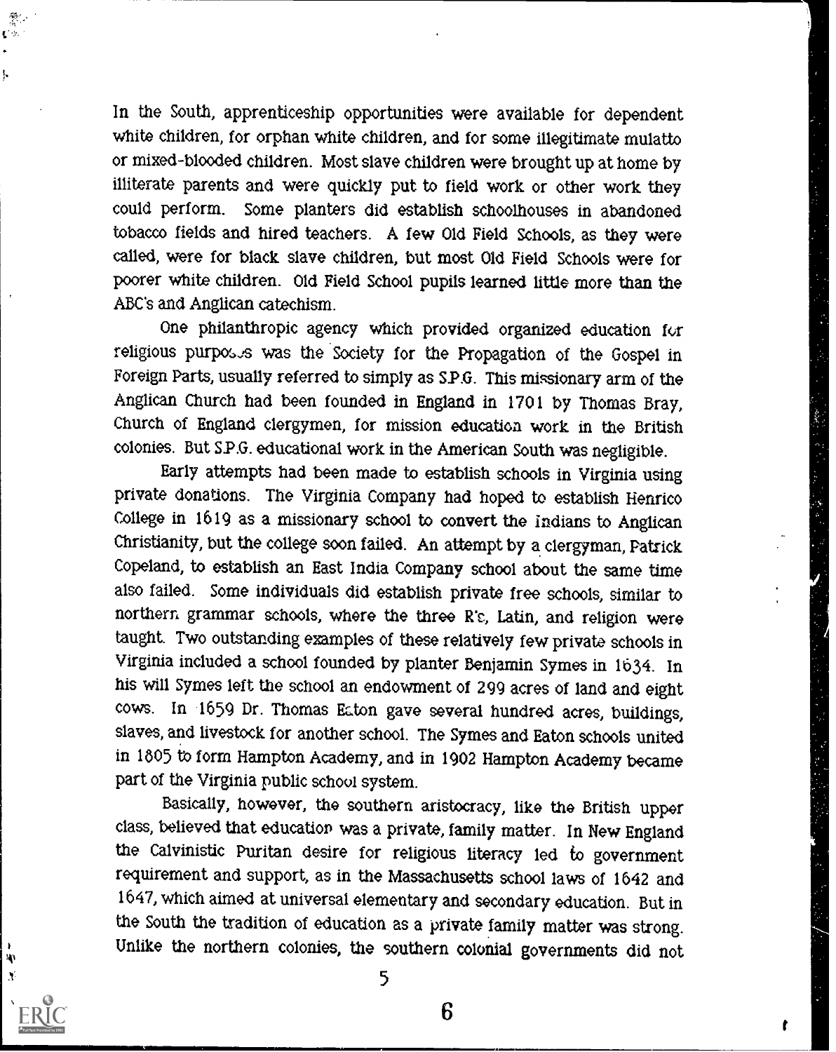In the South, apprenticeship opportunities were available for dependent white children, for orphan white children, and for some illegitimate mulatto or mixed-blooded children. Most slave children were brought up at home by illiterate parents and were quickly put to field work or other work they could perform. Some planters did establish schoolhouses in abandoned tobacco fields and hired teachers. A few Old Field Schools, as they were called, were for black slave children, but most Old Field Schools were for poorer white children. Old Field School pupils learned little more than the ABC's and Anglican catechism.

One philanthropic agency which provided organized education for religious purposes was the Society for the Propagation of the Gospel in Foreign Parts, usually referred to simply as S.P.G. This missionary arm of the Anglican Church had been founded in England in 1701 by Thomas Bray, Church of England clergymen, for mission education work in the British colonies. But S.P.G. educational work in the American South was negligible.

Early attempts had been made to establish schools in Virginia using private donations. The Virginia Company had hoped to establish Henrico College in 1619 as a missionary school to convert the Indians to Anglican Christianity, but the college soon failed. An attempt by a clergyman, Patrick Copeland, to establish an East India Company school about the same time also failed. Some individuals did establish private free schools, similar to northern grammar schools, where the three R's, Latin, and religion were taught. Two outstanding examples of these relatively few private schools in Virginia included a school founded by planter Benjamin Symes in 1634. In his will Symes left the school an endowment of 299 acres of land and eight cows. In 1659 Dr. Thomas Eaton gave several hundred acres, buildings, slaves, and livestock for another school. The Symes and Eaton schools united in 1805 to form Hampton Academy, and in 1902 Hampton Academy became part of the Virginia public school system.

Basically, however, the southern aristocracy, like the British upper class, believed that education was a private, family matter. In New England the Calvinistic Puritan desire for religious literacy led to government requirement and support, as in the Massachusetts school laws of 1642 and 1647, which aimed at universal elementary and secondary education. But in the South the tradition of education as a private family matter was strong. Unlike the northern colonies, the southern colonial governments did not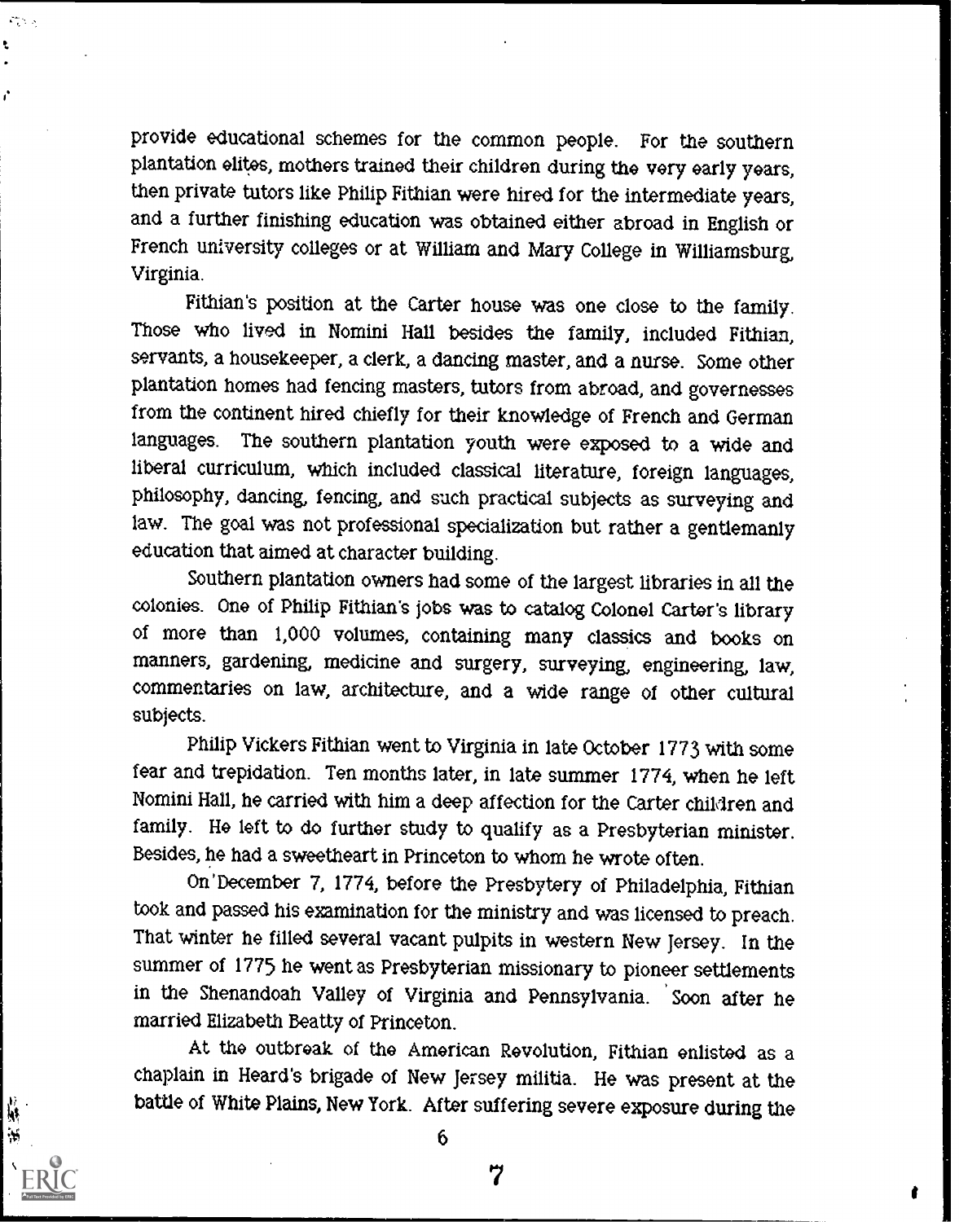provide educational schemes for the common people. For the southern plantation elites, mothers trained their children during the very early years, then private tutors like Philip Fithian were hired for the intermediate years, and a further finishing education was obtained either abroad in English or French university colleges or at William and Mary College in Williamsburg, Virginia.

Fithian's position at the Carter house was one close to the family. Those who lived in Nomini Hall besides the family, included Fithian, servants, a housekeeper, a clerk, a dancing master, and a nurse. Some other plantation homes had fencing masters, tutors from abroad, and governesses from the continent hired chiefly for their knowledge of French and German languages. The southern plantation youth were exposed to a wide and liberal curriculum, which included classical literature, foreign languages, philosophy, dancing, fencing, and such practical subjects as surveying and law. The goal was not professional specialization but rather a gentlemanly education that aimed at character building.

Southern plantation owners had some of the largest libraries in all the colonies. One of Philip Fithian's jobs was to catalog Colonel Carter's library of more than 1,000 volumes, containing many classics and books on manners, gardening, medicine and surgery, surveying, engineering, law, commentaries on law, architecture, and a wide range of other cultural subjects.

Philip Vickers Fithian went to Virginia in late October 1773 with some fear and trepidation. Ten months later, in late summer 1774, when he left Nomini Hall, he carried with him a deep affection for the Carter children and family. He left to do further study to qualify as a Presbyterian minister. Besides, he had a sweetheart in Princeton to whom he wrote often.

On December 7, 1774, before the Presbytery of Philadelphia, Fithian took and passed his examination for the ministry and was licensed to preach. That winter he filled several vacant pulpits in western New Jersey. In the summer of 1775 he went as Presbyterian missionary to pioneer settlements in the Shenandoah Valley of Virginia and Pennsylvania. Soon after he married Elizabeth Beatty of Princeton.

At the outbreak of the American Revolution, Fithian enlisted as a chaplain in Heard's brigade of New Jersey militia. He was present at the battle of White Plains, New York. After suffering severe exposure during the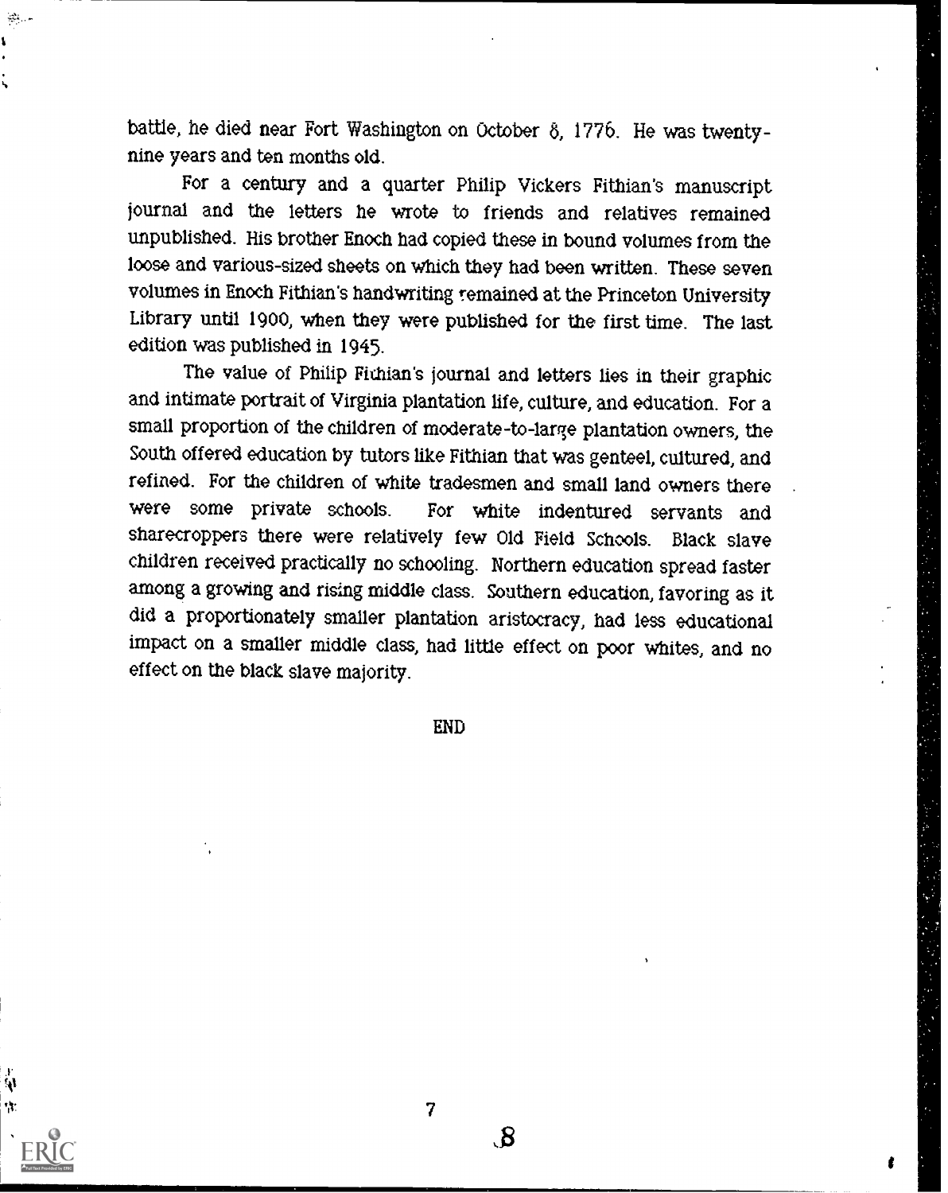battle, he died near Fort Washington on October 8, 1776. He was twenty-nine years and ten months old.

For a century and a quarter Philip Vickers Fithian's manuscript journal and the letters he wrote to friends and relatives remained unpublished. His brother Enoch had copied these in bound volumes from the loose and various-sized sheets on which they had been written. These seven volumes in Enoch Fithian's handwriting remained at the Princeton University Library until 1900, when they were published for the first time. The last edition was published in 1945.

The value of Philip Fithian's journal and letters lies in their graphic and intimate portrait of Virginia plantation life, culture, and education. For a small proportion of the children of moderate-to-large plantation owners, the South offered education by tutors like Fithian that was genteel, cultured, and refined. For the children of white tradesmen and small land owners there were some private schools. For white indentured servants and sharecroppers there were relatively few Old Field Schools. Black slave children received practically no schooling. Northern education spread faster among a growing and rising middle class. Southern education, favoring as it did a proportionately smaller plantation aristocracy, had less educational impact on a smaller middle class, had little effect on poor whites, and no effect on the black slave majority.

END